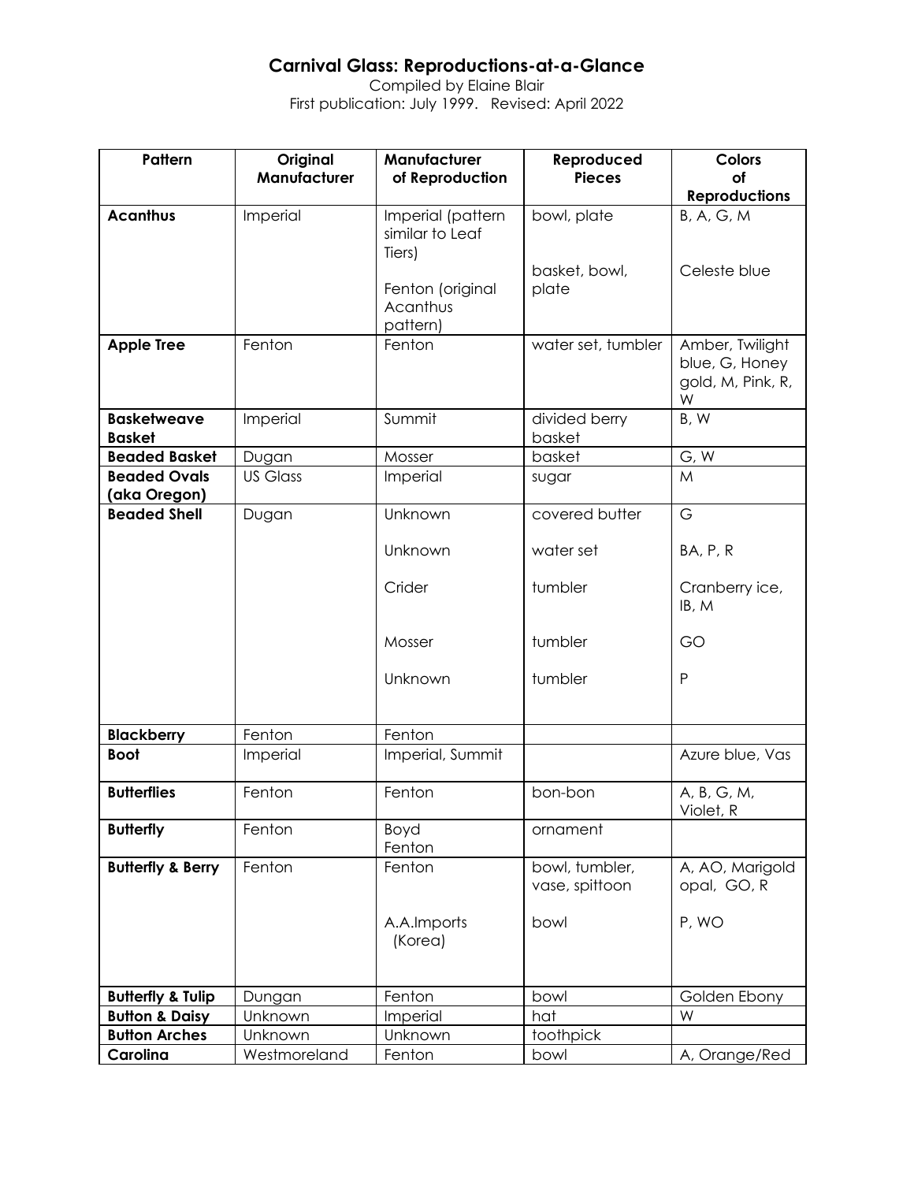# Carnival Glass: Reproductions-at-a-Glance

Compiled by Elaine Blair

First publication: July 1999. Revised: April 2022

| Pattern | Original Manufacturer | Manufacturer of Reproduction | Reproduced Pieces | Colors of Reproductions |
|---|---|---|---|---|
| **Acanthus** | Imperial | Imperial (pattern similar to Leaf Tiers) | bowl, plate | B, A, G, M |
| | | Fenton (original Acanthus pattern) | basket, bowl, plate | Celeste blue |
| **Apple Tree** | Fenton | Fenton | water set, tumbler | Amber, Twilight blue, G, Honey gold, M, Pink, R, W |
| **Basketweave Basket** | Imperial | Summit | divided berry basket | B, W |
| **Beaded Basket** | Dugan | Mosser | basket | G, W |
| **Beaded Ovals (aka Oregon)** | US Glass | Imperial | sugar | M |
| **Beaded Shell** | Dugan | Unknown | covered butter | G |
| | | Unknown | water set | BA, P, R |
| | | Crider | tumbler | Cranberry ice, IB, M |
| | | Mosser | tumbler | GO |
| | | Unknown | tumbler | P |
| **Blackberry** | Fenton | Fenton | | |
| **Boot** | Imperial | Imperial, Summit | | Azure blue, Vas |
| **Butterflies** | Fenton | Fenton | bon-bon | A, B, G, M, Violet, R |
| **Butterfly** | Fenton | Boyd Fenton | ornament | |
| **Butterfly & Berry** | Fenton | Fenton | bowl, tumbler, vase, spittoon | A, AO, Marigold opal, GO, R |
| | | A.A.Imports (Korea) | bowl | P, WO |
| **Butterfly & Tulip** | Dungan | Fenton | bowl | Golden Ebony |
| **Button & Daisy** | Unknown | Imperial | hat | W |
| **Button Arches** | Unknown | Unknown | toothpick | |
| **Carolina** | Westmoreland | Fenton | bowl | A, Orange/Red |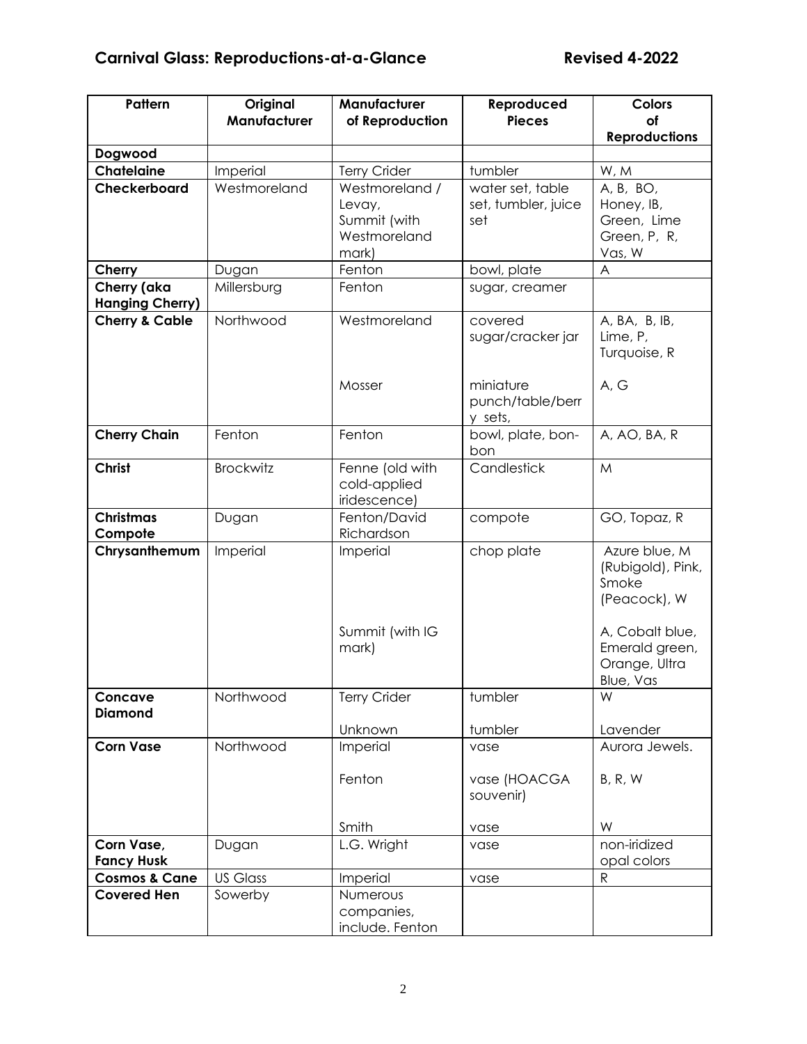## Carnival Glass: Reproductions-at-a-Glance

**Revised 4-2022**

| Pattern | Original Manufacturer | Manufacturer of Reproduction | Reproduced Pieces | Colors of Reproductions |
|---|---|---|---|---|
| **Dogwood** | | | | |
| **Chatelaine** | Imperial | Terry Crider | tumbler | W, M |
| **Checkerboard** | Westmoreland | Westmoreland / Levay, Summit (with Westmoreland mark) | water set, table set, tumbler, juice set | A, B, BO, Honey, IB, Green, Lime Green, P, R, Vas, W |
| **Cherry** | Dugan | Fenton | bowl, plate | A |
| **Cherry (aka Hanging Cherry)** | Millersburg | Fenton | sugar, creamer | |
| **Cherry & Cable** | Northwood | Westmoreland | covered sugar/cracker jar | A, BA, B, IB, Lime, P, Turquoise, R |
| | | Mosser | miniature punch/table/berry sets, | A, G |
| **Cherry Chain** | Fenton | Fenton | bowl, plate, bon-bon | A, AO, BA, R |
| **Christ** | Brockwitz | Fenne (old with cold-applied iridescence) | Candlestick | M |
| **Christmas Compote** | Dugan | Fenton/David Richardson | compote | GO, Topaz, R |
| **Chrysanthemum** | Imperial | Imperial | chop plate | Azure blue, M (Rubigold), Pink, Smoke (Peacock), W |
| | | Summit (with IG mark) | | A, Cobalt blue, Emerald green, Orange, Ultra Blue, Vas |
| **Concave Diamond** | Northwood | Terry Crider | tumbler | W |
| | | Unknown | tumbler | Lavender |
| **Corn Vase** | Northwood | Imperial | vase | Aurora Jewels. |
| | | Fenton | vase (HOACGA souvenir) | B, R, W |
| | | Smith | vase | W |
| **Corn Vase, Fancy Husk** | Dugan | L.G. Wright | vase | non-iridized opal colors |
| **Cosmos & Cane** | US Glass | Imperial | vase | R |
| **Covered Hen** | Sowerby | Numerous companies, include. Fenton | | |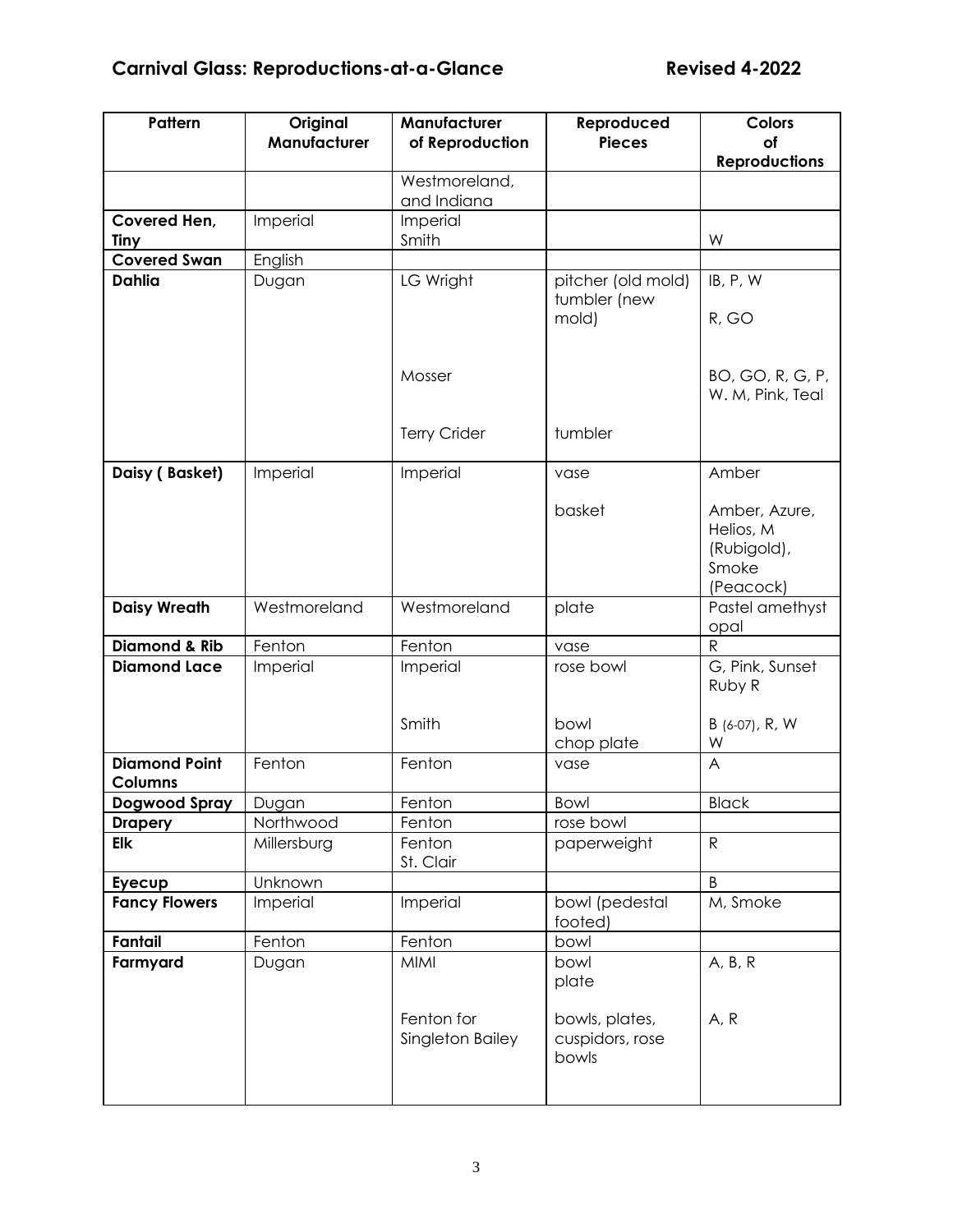| Pattern | Original Manufacturer | Manufacturer of Reproduction | Reproduced Pieces | Colors of Reproductions |
|---|---|---|---|---|
| | | Westmoreland, and Indiana | | |
| **Covered Hen, Tiny** | Imperial | Imperial<br>Smith | | W |
| **Covered Swan** | English | | | |
| **Dahlia** | Dugan | LG Wright<br><br>Mosser<br><br>Terry Crider | pitcher (old mold)<br>tumbler (new mold)<br><br>tumbler | IB, P, W<br>R, GO<br><br>BO, GO, R, G, P, W. M, Pink, Teal |
| **Daisy ( Basket)** | Imperial | Imperial | vase<br><br>basket | Amber<br><br>Amber, Azure, Helios, M (Rubigold), Smoke (Peacock) |
| **Daisy Wreath** | Westmoreland | Westmoreland | plate | Pastel amethyst opal |
| **Diamond & Rib** | Fenton | Fenton | vase | R |
| **Diamond Lace** | Imperial | Imperial<br><br>Smith | rose bowl<br><br>bowl<br>chop plate | G, Pink, Sunset Ruby R<br><br>B (6-07), R, W<br>W |
| **Diamond Point Columns** | Fenton | Fenton | vase | A |
| **Dogwood Spray** | Dugan | Fenton | Bowl | Black |
| **Drapery** | Northwood | Fenton | rose bowl | |
| **Elk** | Millersburg | Fenton<br>St. Clair | paperweight | R |
| **Eyecup** | Unknown | | | B |
| **Fancy Flowers** | Imperial | Imperial | bowl (pedestal footed) | M, Smoke |
| **Fantail** | Fenton | Fenton | bowl | |
| **Farmyard** | Dugan | MIMI<br><br>Fenton for Singleton Bailey | bowl<br>plate<br><br>bowls, plates, cuspidors, rose bowls | A, B, R<br><br>A, R |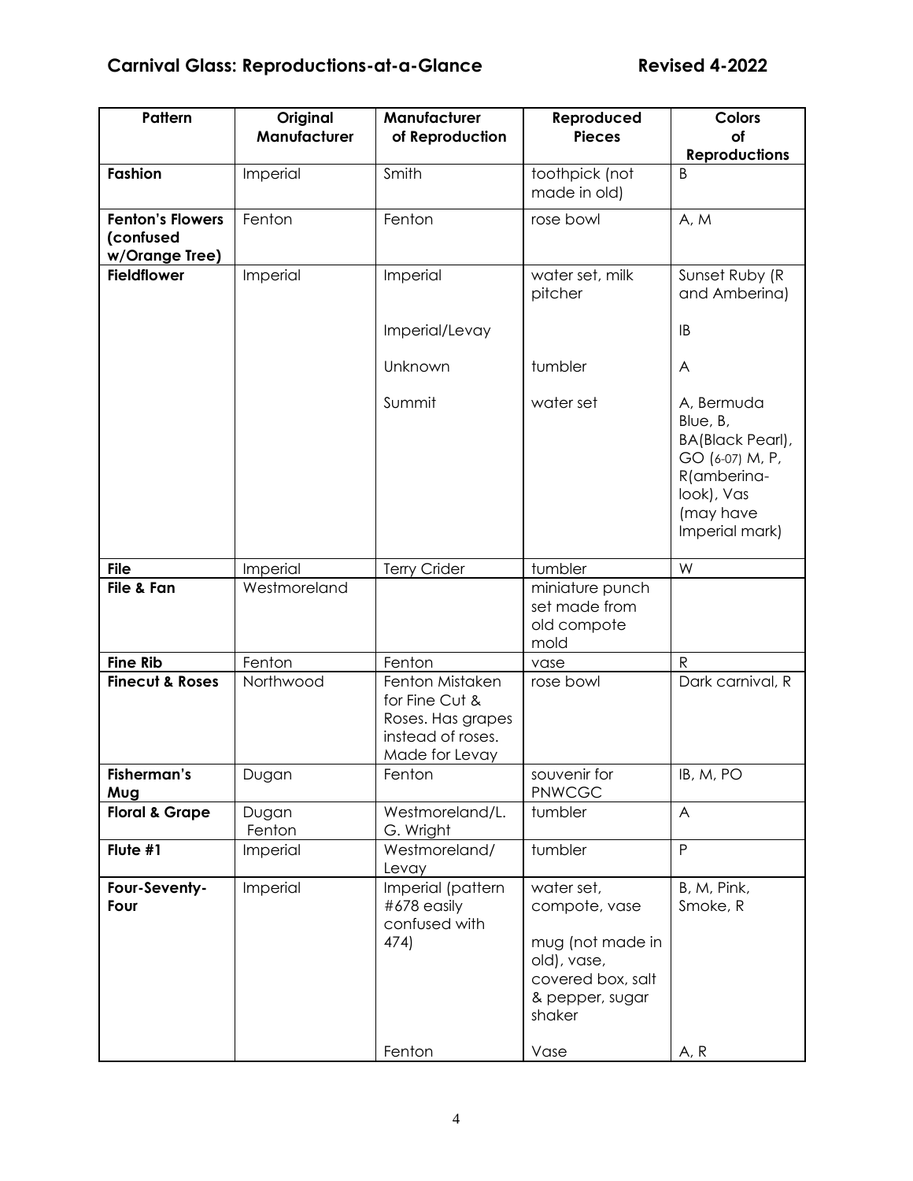## Carnival Glass: Reproductions-at-a-Glance — Revised 4-2022

| Pattern | Original Manufacturer | Manufacturer of Reproduction | Reproduced Pieces | Colors of Reproductions |
|---|---|---|---|---|
| **Fashion** | Imperial | Smith | toothpick (not made in old) | B |
| **Fenton's Flowers (confused w/Orange Tree)** | Fenton | Fenton | rose bowl | A, M |
| **Fieldflower** | Imperial | Imperial | water set, milk pitcher | Sunset Ruby (R and Amberina) |
| | | Imperial/Levay | | IB |
| | | Unknown | tumbler | A |
| | | Summit | water set | A, Bermuda Blue, B, BA(Black Pearl), GO (6-07) M, P, R(amberina-look), Vas (may have Imperial mark) |
| **File** | Imperial | Terry Crider | tumbler | W |
| **File & Fan** | Westmoreland | | miniature punch set made from old compote mold | |
| **Fine Rib** | Fenton | Fenton | vase | R |
| **Finecut & Roses** | Northwood | Fenton Mistaken for Fine Cut & Roses. Has grapes instead of roses. Made for Levay | rose bowl | Dark carnival, R |
| **Fisherman's Mug** | Dugan | Fenton | souvenir for PNWCGC | IB, M, PO |
| **Floral & Grape** | Dugan Fenton | Westmoreland/L. G. Wright | tumbler | A |
| **Flute #1** | Imperial | Westmoreland/ Levay | tumbler | P |
| **Four-Seventy-Four** | Imperial | Imperial (pattern #678 easily confused with 474) | water set, compote, vase | B, M, Pink, Smoke, R |
| | | | mug (not made in old), vase, covered box, salt & pepper, sugar shaker | |
| | | Fenton | Vase | A, R |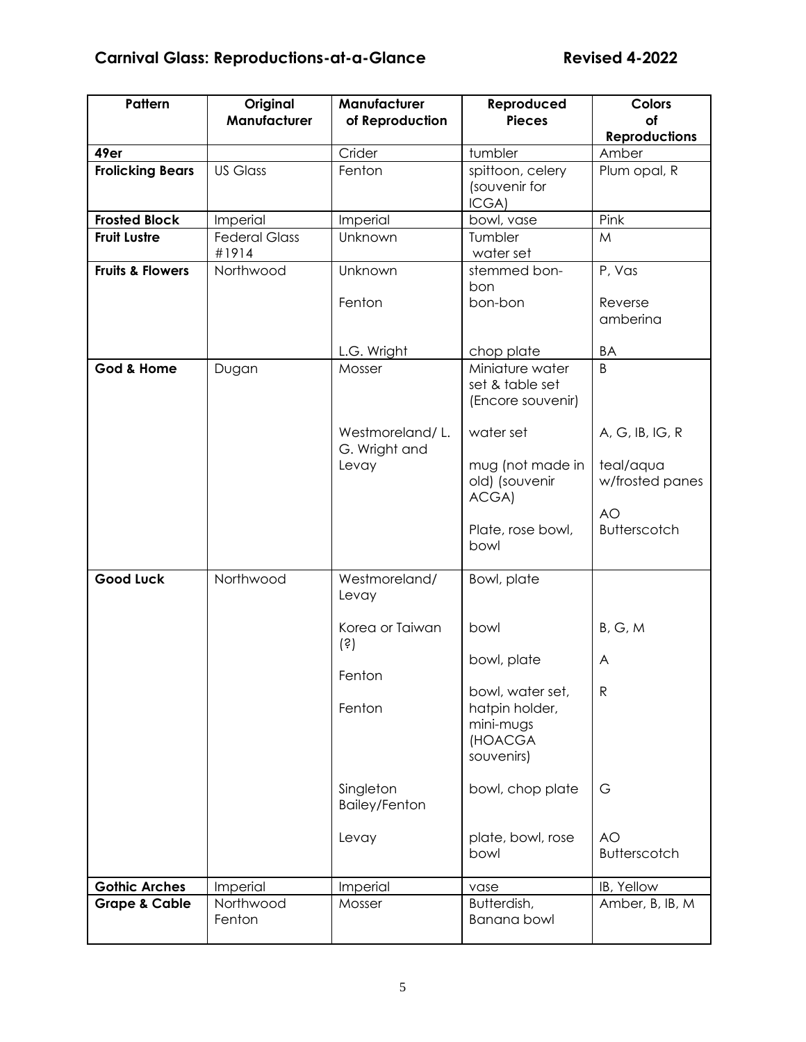## Carnival Glass: Reproductions-at-a-Glance — Revised 4-2022

| Pattern | Original Manufacturer | Manufacturer of Reproduction | Reproduced Pieces | Colors of Reproductions |
|---|---|---|---|---|
| **49er** | | Crider | tumbler | Amber |
| **Frolicking Bears** | US Glass | Fenton | spittoon, celery (souvenir for ICGA) | Plum opal, R |
| **Frosted Block** | Imperial | Imperial | bowl, vase | Pink |
| **Fruit Lustre** | Federal Glass #1914 | Unknown | Tumbler water set | M |
| **Fruits & Flowers** | Northwood | Unknown | stemmed bon-bon | P, Vas |
| | | Fenton | bon-bon | Reverse amberina |
| | | L.G. Wright | chop plate | BA |
| **God & Home** | Dugan | Mosser | Miniature water set & table set (Encore souvenir) | B |
| | | Westmoreland/ L. G. Wright and Levay | water set | A, G, IB, IG, R |
| | | | mug (not made in old) (souvenir ACGA) | teal/aqua w/frosted panes |
| | | | Plate, rose bowl, bowl | AO Butterscotch |
| **Good Luck** | Northwood | Westmoreland/ Levay | Bowl, plate | |
| | | Korea or Taiwan (?) | bowl | B, G, M |
| | | Fenton | bowl, plate | A |
| | | Fenton | bowl, water set, hatpin holder, mini-mugs (HOACGA souvenirs) | R |
| | | Singleton Bailey/Fenton | bowl, chop plate | G |
| | | Levay | plate, bowl, rose bowl | AO Butterscotch |
| **Gothic Arches** | Imperial | Imperial | vase | IB, Yellow |
| **Grape & Cable** | Northwood Fenton | Mosser | Butterdish, Banana bowl | Amber, B, IB, M |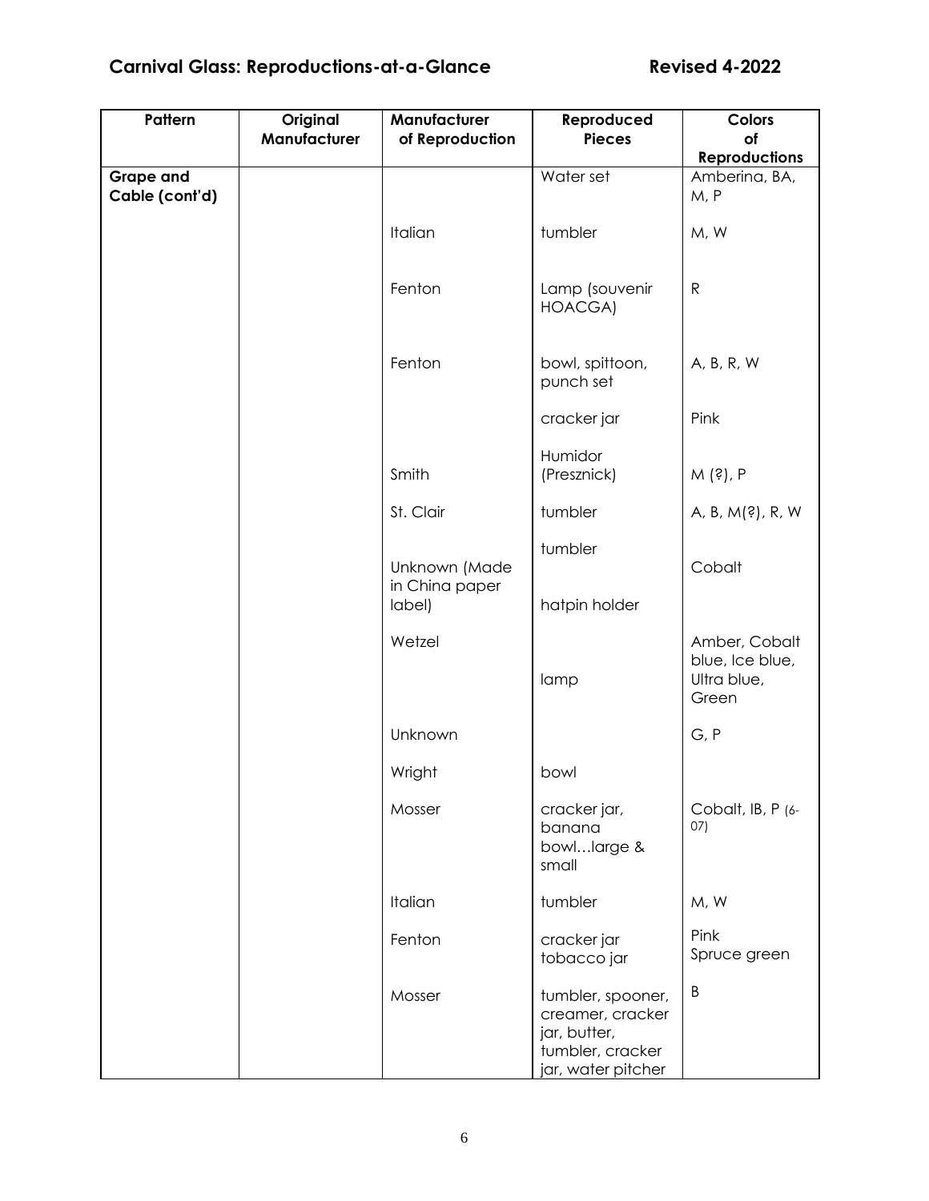## Carnival Glass: Reproductions-at-a-Glance

Revised 4-2022

| Pattern | Original Manufacturer | Manufacturer of Reproduction | Reproduced Pieces | Colors of Reproductions |
|---|---|---|---|---|
| **Grape and Cable (cont'd)** | | | Water set | Amberina, BA, M, P |
| | | Italian | tumbler | M, W |
| | | Fenton | Lamp (souvenir HOACGA) | R |
| | | Fenton | bowl, spittoon, punch set | A, B, R, W |
| | | | cracker jar | Pink |
| | | Smith | Humidor (Presznick) | M (?), P |
| | | St. Clair | tumbler | A, B, M(?), R, W |
| | | Unknown (Made in China paper label) | tumbler<br>hatpin holder | Cobalt |
| | | Wetzel | lamp | Amber, Cobalt blue, Ice blue, Ultra blue, Green |
| | | Unknown | | G, P |
| | | Wright | bowl | |
| | | Mosser | cracker jar, banana bowl…large & small | Cobalt, IB, P (6-07) |
| | | Italian | tumbler | M, W |
| | | Fenton | cracker jar<br>tobacco jar | Pink<br>Spruce green |
| | | Mosser | tumbler, spooner, creamer, cracker jar, butter, tumbler, cracker jar, water pitcher | B |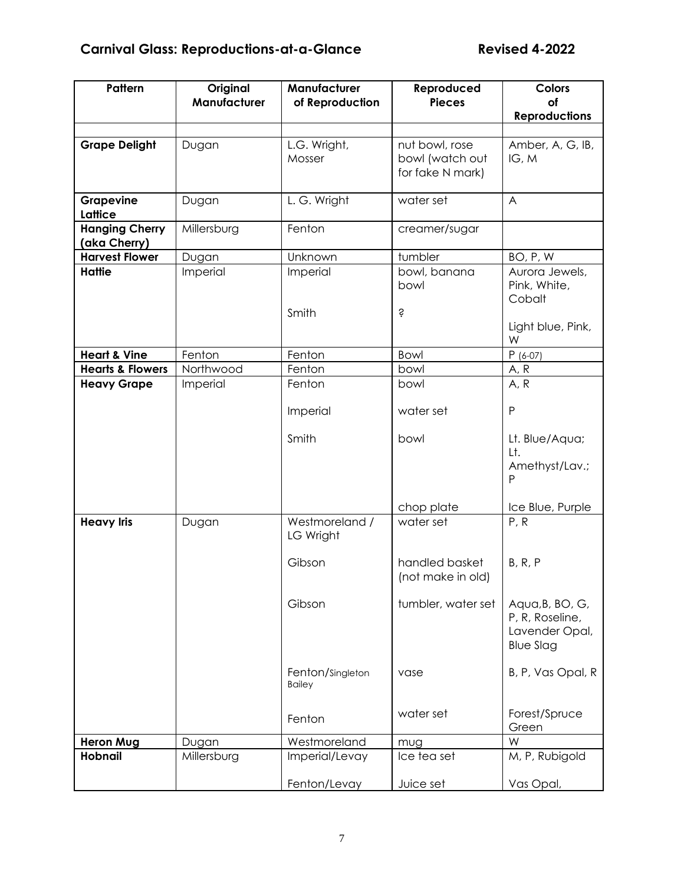## Carnival Glass: Reproductions-at-a-Glance Revised 4-2022

| Pattern | Original Manufacturer | Manufacturer of Reproduction | Reproduced Pieces | Colors of Reproductions |
|---|---|---|---|---|
| | | | | |
| **Grape Delight** | Dugan | L.G. Wright, Mosser | nut bowl, rose bowl (watch out for fake N mark) | Amber, A, G, IB, IG, M |
| **Grapevine Lattice** | Dugan | L. G. Wright | water set | A |
| **Hanging Cherry (aka Cherry)** | Millersburg | Fenton | creamer/sugar | |
| **Harvest Flower** | Dugan | Unknown | tumbler | BO, P, W |
| **Hattie** | Imperial | Imperial | bowl, banana bowl | Aurora Jewels, Pink, White, Cobalt |
| | | Smith | ? | Light blue, Pink, W |
| **Heart & Vine** | Fenton | Fenton | Bowl | P (6-07) |
| **Hearts & Flowers** | Northwood | Fenton | bowl | A, R |
| **Heavy Grape** | Imperial | Fenton | bowl | A, R |
| | | Imperial | water set | P |
| | | Smith | bowl | Lt. Blue/Aqua; Lt. Amethyst/Lav.; P |
| | | | chop plate | Ice Blue, Purple |
| **Heavy Iris** | Dugan | Westmoreland / LG Wright | water set | P, R |
| | | Gibson | handled basket (not make in old) | B, R, P |
| | | Gibson | tumbler, water set | Aqua,B, BO, G, P, R, Roseline, Lavender Opal, Blue Slag |
| | | Fenton/Singleton Bailey | vase | B, P, Vas Opal, R |
| | | Fenton | water set | Forest/Spruce Green |
| **Heron Mug** | Dugan | Westmoreland | mug | W |
| **Hobnail** | Millersburg | Imperial/Levay | Ice tea set | M, P, Rubigold |
| | | Fenton/Levay | Juice set | Vas Opal, |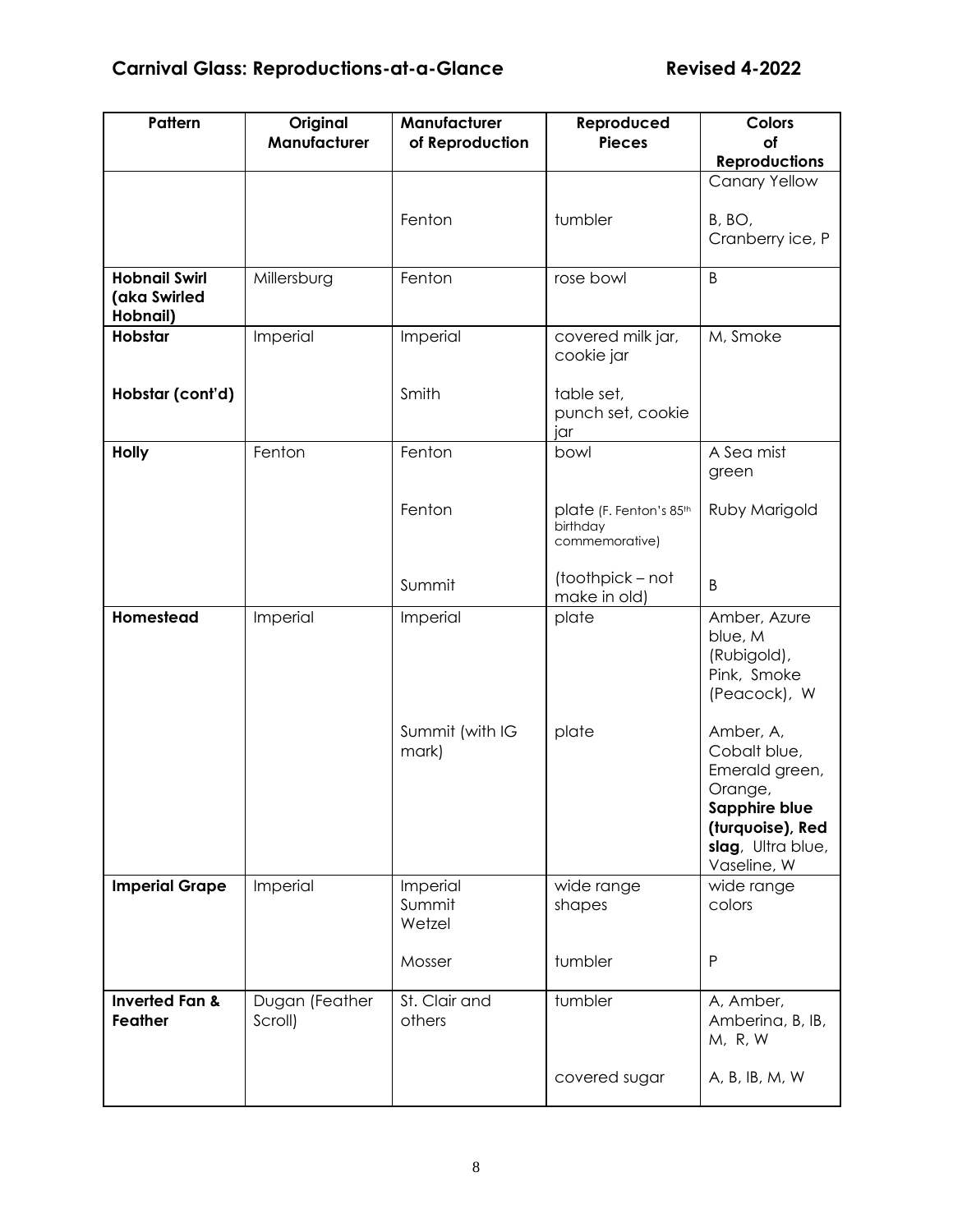## Carnival Glass: Reproductions-at-a-Glance

**Revised 4-2022**

| Pattern | Original Manufacturer | Manufacturer of Reproduction | Reproduced Pieces | Colors of Reproductions |
|---|---|---|---|---|
| | | Fenton | tumbler | Canary Yellow<br><br>B, BO, Cranberry ice, P |
| **Hobnail Swirl (aka Swirled Hobnail)** | Millersburg | Fenton | rose bowl | B |
| **Hobstar** | Imperial | Imperial | covered milk jar, cookie jar | M, Smoke |
| **Hobstar (cont'd)** | | Smith | table set, punch set, cookie jar | |
| **Holly** | Fenton | Fenton | bowl | A Sea mist green |
| | | Fenton | plate (F. Fenton's 85th birthday commemorative) | Ruby Marigold |
| | | Summit | (toothpick – not make in old) | B |
| **Homestead** | Imperial | Imperial | plate | Amber, Azure blue, M (Rubigold), Pink, Smoke (Peacock), W |
| | | Summit (with IG mark) | plate | Amber, A, Cobalt blue, Emerald green, Orange, **Sapphire blue (turquoise), Red slag**, Ultra blue, Vaseline, W |
| **Imperial Grape** | Imperial | Imperial<br>Summit<br>Wetzel | wide range shapes | wide range colors |
| | | Mosser | tumbler | P |
| **Inverted Fan & Feather** | Dugan (Feather Scroll) | St. Clair and others | tumbler | A, Amber, Amberina, B, IB, M, R, W |
| | | | covered sugar | A, B, IB, M, W |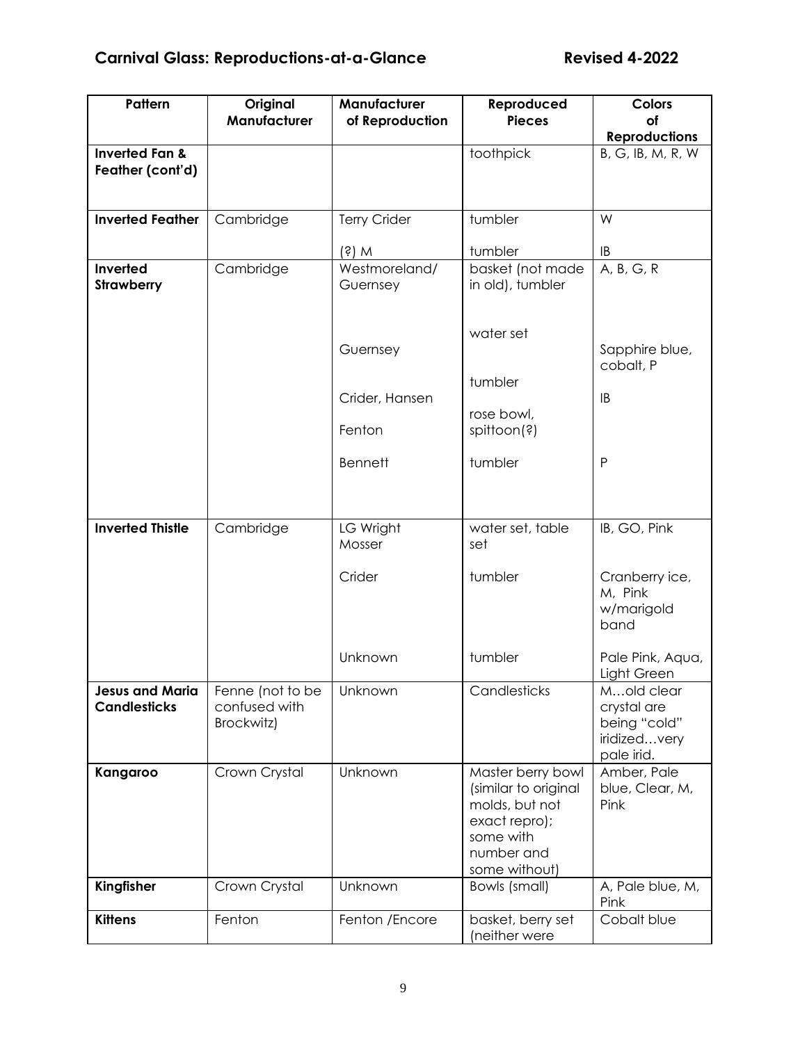| Pattern | Original Manufacturer | Manufacturer of Reproduction | Reproduced Pieces | Colors of Reproductions |
|---|---|---|---|---|
| **Inverted Fan & Feather (cont'd)** | | | toothpick | B, G, IB, M, R, W |
| **Inverted Feather** | Cambridge | Terry Crider | tumbler | W |
| | | (?) M | tumbler | IB |
| **Inverted Strawberry** | Cambridge | Westmoreland/ Guernsey | basket (not made in old), tumbler | A, B, G, R |
| | | Guernsey | water set | Sapphire blue, cobalt, P |
| | | Crider, Hansen | tumbler | IB |
| | | Fenton | rose bowl, spittoon(?) | |
| | | Bennett | tumbler | P |
| **Inverted Thistle** | Cambridge | LG Wright Mosser | water set, table set | IB, GO, Pink |
| | | Crider | tumbler | Cranberry ice, M, Pink w/marigold band |
| | | Unknown | tumbler | Pale Pink, Aqua, Light Green |
| **Jesus and Maria Candlesticks** | Fenne (not to be confused with Brockwitz) | Unknown | Candlesticks | M…old clear crystal are being "cold" iridized…very pale irid. |
| **Kangaroo** | Crown Crystal | Unknown | Master berry bowl (similar to original molds, but not exact repro); some with number and some without) | Amber, Pale blue, Clear, M, Pink |
| **Kingfisher** | Crown Crystal | Unknown | Bowls (small) | A, Pale blue, M, Pink |
| **Kittens** | Fenton | Fenton /Encore | basket, berry set (neither were | Cobalt blue |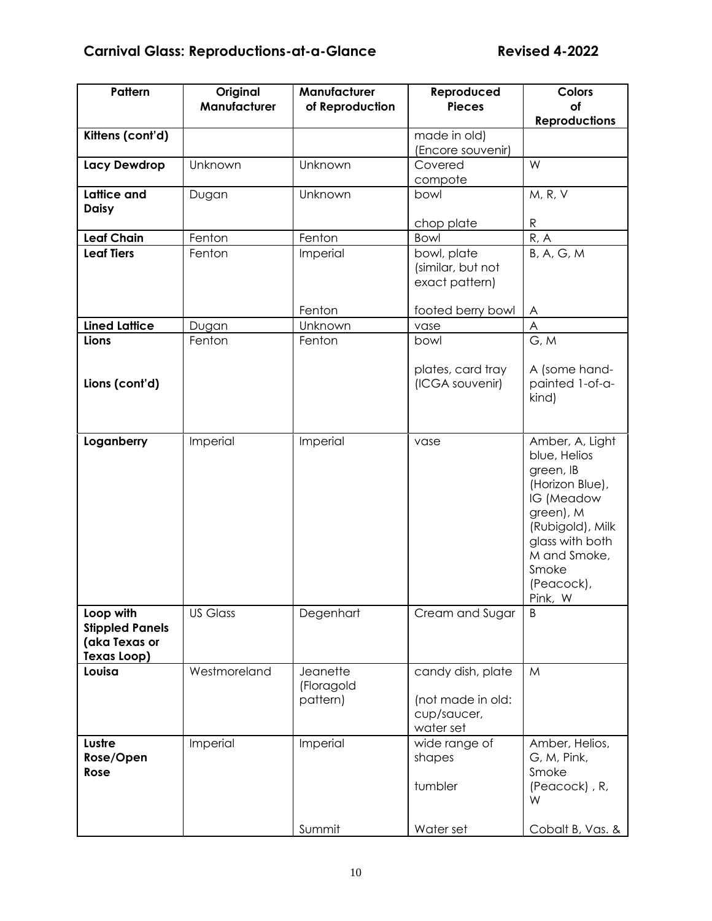## Carnival Glass: Reproductions-at-a-Glance Revised 4-2022

| Pattern | Original Manufacturer | Manufacturer of Reproduction | Reproduced Pieces | Colors of Reproductions |
|---|---|---|---|---|
| **Kittens (cont'd)** | | | made in old) (Encore souvenir) | |
| **Lacy Dewdrop** | Unknown | Unknown | Covered compote | W |
| **Lattice and Daisy** | Dugan | Unknown | bowl<br><br>chop plate | M, R, V<br><br>R |
| **Leaf Chain** | Fenton | Fenton | Bowl | R, A |
| **Leaf Tiers** | Fenton | Imperial<br><br>Fenton | bowl, plate (similar, but not exact pattern)<br><br>footed berry bowl | B, A, G, M<br><br>A |
| **Lined Lattice** | Dugan | Unknown | vase | A |
| **Lions**<br><br>**Lions (cont'd)** | Fenton | Fenton | bowl<br><br>plates, card tray (ICGA souvenir) | G, M<br><br>A (some hand-painted 1-of-a-kind) |
| **Loganberry** | Imperial | Imperial | vase | Amber, A, Light blue, Helios green, IB (Horizon Blue), IG (Meadow green), M (Rubigold), Milk glass with both M and Smoke, Smoke (Peacock), Pink, W |
| **Loop with Stippled Panels (aka Texas or Texas Loop)** | US Glass | Degenhart | Cream and Sugar | B |
| **Louisa** | Westmoreland | Jeanette (Floragold pattern) | candy dish, plate<br><br>(not made in old: cup/saucer, water set | M |
| **Lustre Rose/Open Rose** | Imperial | Imperial<br><br>Summit | wide range of shapes<br><br>tumbler<br><br>Water set | Amber, Helios, G, M, Pink, Smoke (Peacock) , R, W<br><br>Cobalt B, Vas. & |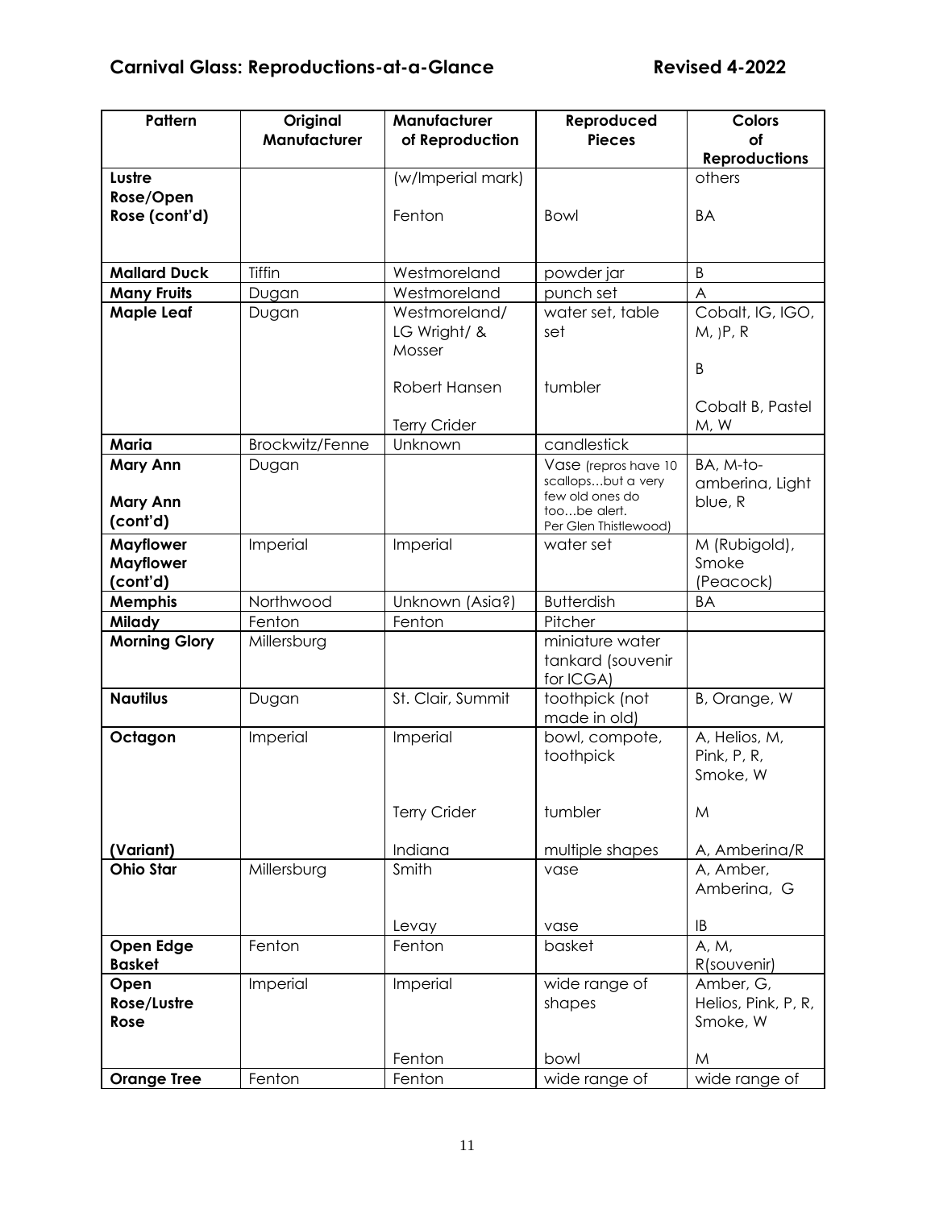## Carnival Glass: Reproductions-at-a-Glance

**Revised 4-2022**

| Pattern | Original Manufacturer | Manufacturer of Reproduction | Reproduced Pieces | Colors of Reproductions |
|---|---|---|---|---|
| **Lustre Rose/Open Rose (cont'd)** | | (w/Imperial mark)<br><br>Fenton | <br><br>Bowl | others<br><br>BA |
| **Mallard Duck** | Tiffin | Westmoreland | powder jar | B |
| **Many Fruits** | Dugan | Westmoreland | punch set | A |
| **Maple Leaf** | Dugan | Westmoreland/ LG Wright/ & Mosser<br><br>Robert Hansen<br><br>Terry Crider | water set, table set<br><br>tumbler | Cobalt, IG, IGO, M, )P, R<br><br>B<br><br>Cobalt B, Pastel M, W |
| **Maria** | Brockwitz/Fenne | Unknown | candlestick | |
| **Mary Ann**<br><br>**Mary Ann (cont'd)** | Dugan | | Vase (repros have 10 scallops…but a very few old ones do too…be alert. Per Glen Thistlewood) | BA, M-to-amberina, Light blue, R |
| **Mayflower Mayflower (cont'd)** | Imperial | Imperial | water set | M (Rubigold), Smoke (Peacock) |
| **Memphis** | Northwood | Unknown (Asia?) | Butterdish | BA |
| **Milady** | Fenton | Fenton | Pitcher | |
| **Morning Glory** | Millersburg | | miniature water tankard (souvenir for ICGA) | |
| **Nautilus** | Dugan | St. Clair, Summit | toothpick (not made in old) | B, Orange, W |
| **Octagon**<br><br><br><br>**(Variant)** | Imperial | Imperial<br><br>Terry Crider<br><br>Indiana | bowl, compote, toothpick<br><br>tumbler<br><br>multiple shapes | A, Helios, M, Pink, P, R, Smoke, W<br><br>M<br><br>A, Amberina/R |
| **Ohio Star** | Millersburg | Smith<br><br>Levay | vase<br><br>vase | A, Amber, Amberina, G<br><br>IB |
| **Open Edge Basket** | Fenton | Fenton | basket | A, M, R(souvenir) |
| **Open Rose/Lustre Rose** | Imperial | Imperial<br><br>Fenton | wide range of shapes<br><br>bowl | Amber, G, Helios, Pink, P, R, Smoke, W<br><br>M |
| **Orange Tree** | Fenton | Fenton | wide range of | wide range of |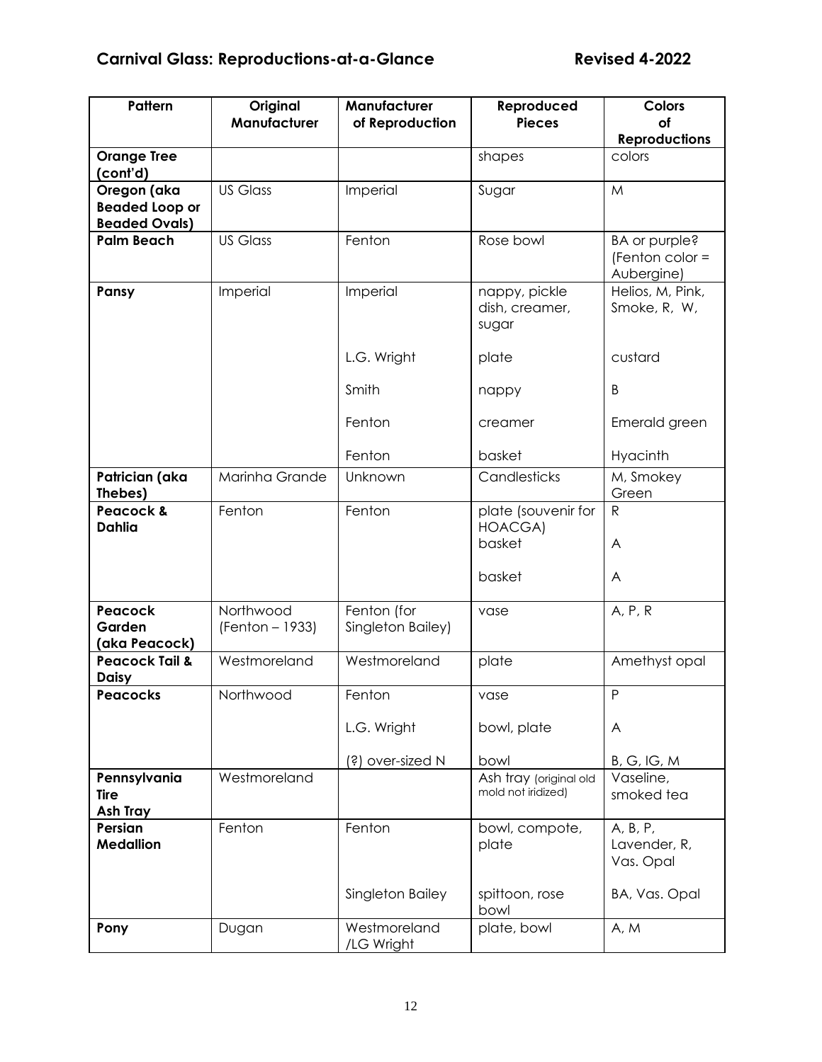## Carnival Glass: Reproductions-at-a-Glance — Revised 4-2022

| Pattern | Original Manufacturer | Manufacturer of Reproduction | Reproduced Pieces | Colors of Reproductions |
|---|---|---|---|---|
| **Orange Tree (cont'd)** | | | shapes | colors |
| **Oregon (aka Beaded Loop or Beaded Ovals)** | US Glass | Imperial | Sugar | M |
| **Palm Beach** | US Glass | Fenton | Rose bowl | BA or purple? (Fenton color = Aubergine) |
| **Pansy** | Imperial | Imperial | nappy, pickle dish, creamer, sugar | Helios, M, Pink, Smoke, R, W, |
| | | L.G. Wright | plate | custard |
| | | Smith | nappy | B |
| | | Fenton | creamer | Emerald green |
| | | Fenton | basket | Hyacinth |
| **Patrician (aka Thebes)** | Marinha Grande | Unknown | Candlesticks | M, Smokey Green |
| **Peacock & Dahlia** | Fenton | Fenton | plate (souvenir for HOACGA) | R |
| | | | basket | A |
| | | | basket | A |
| **Peacock Garden (aka Peacock)** | Northwood (Fenton – 1933) | Fenton (for Singleton Bailey) | vase | A, P, R |
| **Peacock Tail & Daisy** | Westmoreland | Westmoreland | plate | Amethyst opal |
| **Peacocks** | Northwood | Fenton | vase | P |
| | | L.G. Wright | bowl, plate | A |
| | | (?) over-sized N | bowl | B, G, IG, M |
| **Pennsylvania Tire Ash Tray** | Westmoreland | | Ash tray (original old mold not iridized) | Vaseline, smoked tea |
| **Persian Medallion** | Fenton | Fenton | bowl, compote, plate | A, B, P, Lavender, R, Vas. Opal |
| | | Singleton Bailey | spittoon, rose bowl | BA, Vas. Opal |
| **Pony** | Dugan | Westmoreland /LG Wright | plate, bowl | A, M |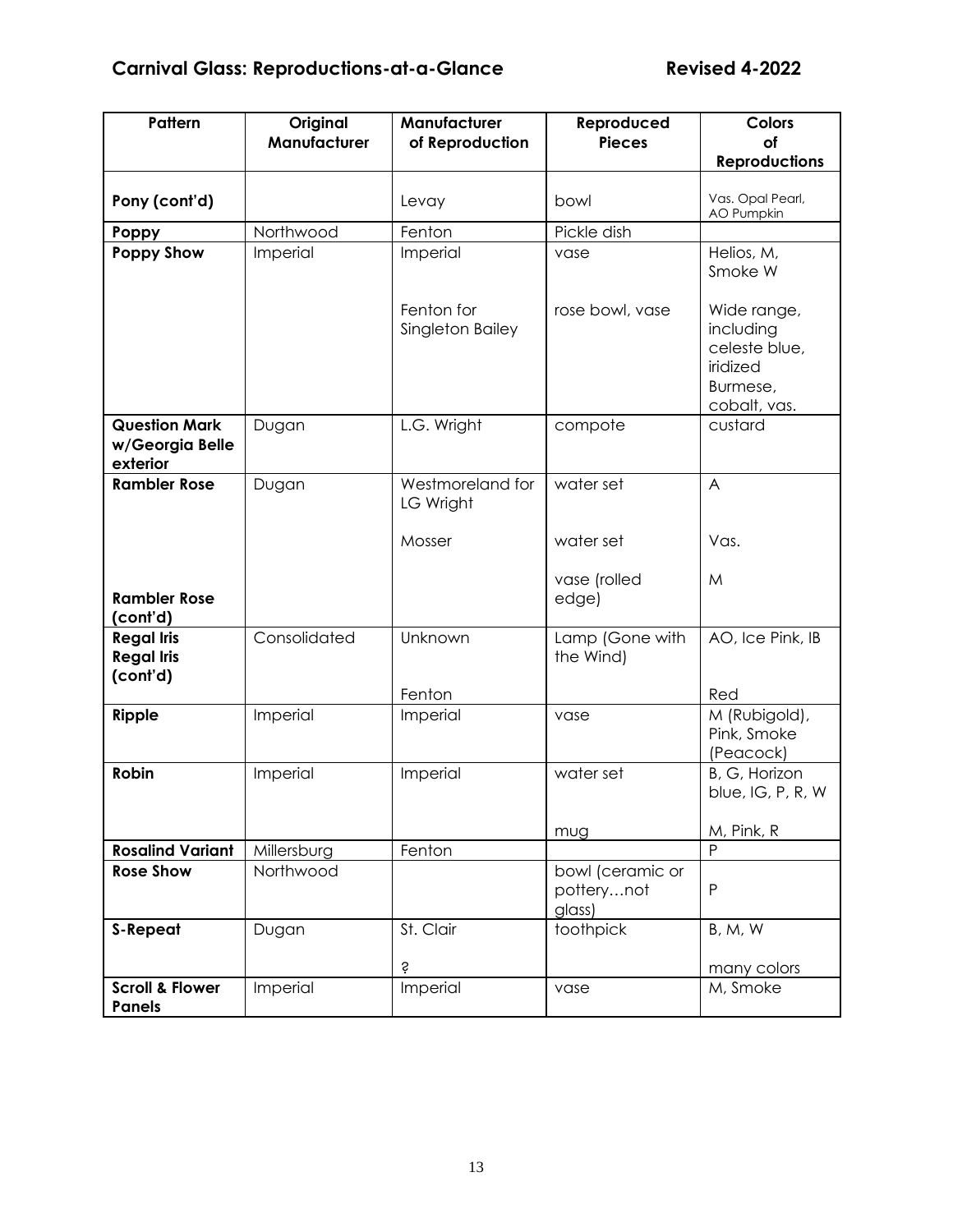## Carnival Glass: Reproductions-at-a-Glance Revised 4-2022

| Pattern | Original Manufacturer | Manufacturer of Reproduction | Reproduced Pieces | Colors of Reproductions |
|---|---|---|---|---|
| **Pony (cont'd)** | | Levay | bowl | Vas. Opal Pearl, AO Pumpkin |
| **Poppy** | Northwood | Fenton | Pickle dish | |
| **Poppy Show** | Imperial | Imperial | vase | Helios, M, Smoke W |
| | | Fenton for Singleton Bailey | rose bowl, vase | Wide range, including celeste blue, iridized Burmese, cobalt, vas. |
| **Question Mark w/Georgia Belle exterior** | Dugan | L.G. Wright | compote | custard |
| **Rambler Rose** | Dugan | Westmoreland for LG Wright | water set | A |
| | | Mosser | water set | Vas. |
| **Rambler Rose (cont'd)** | | | vase (rolled edge) | M |
| **Regal Iris** | Consolidated | Unknown | Lamp (Gone with the Wind) | AO, Ice Pink, IB |
| **Regal Iris (cont'd)** | | Fenton | | Red |
| **Ripple** | Imperial | Imperial | vase | M (Rubigold), Pink, Smoke (Peacock) |
| **Robin** | Imperial | Imperial | water set | B, G, Horizon blue, IG, P, R, W |
| | | | mug | M, Pink, R |
| **Rosalind Variant** | Millersburg | Fenton | | P |
| **Rose Show** | Northwood | | bowl (ceramic or pottery…not glass) | P |
| **S-Repeat** | Dugan | St. Clair | toothpick | B, M, W |
| | | ? | | many colors |
| **Scroll & Flower Panels** | Imperial | Imperial | vase | M, Smoke |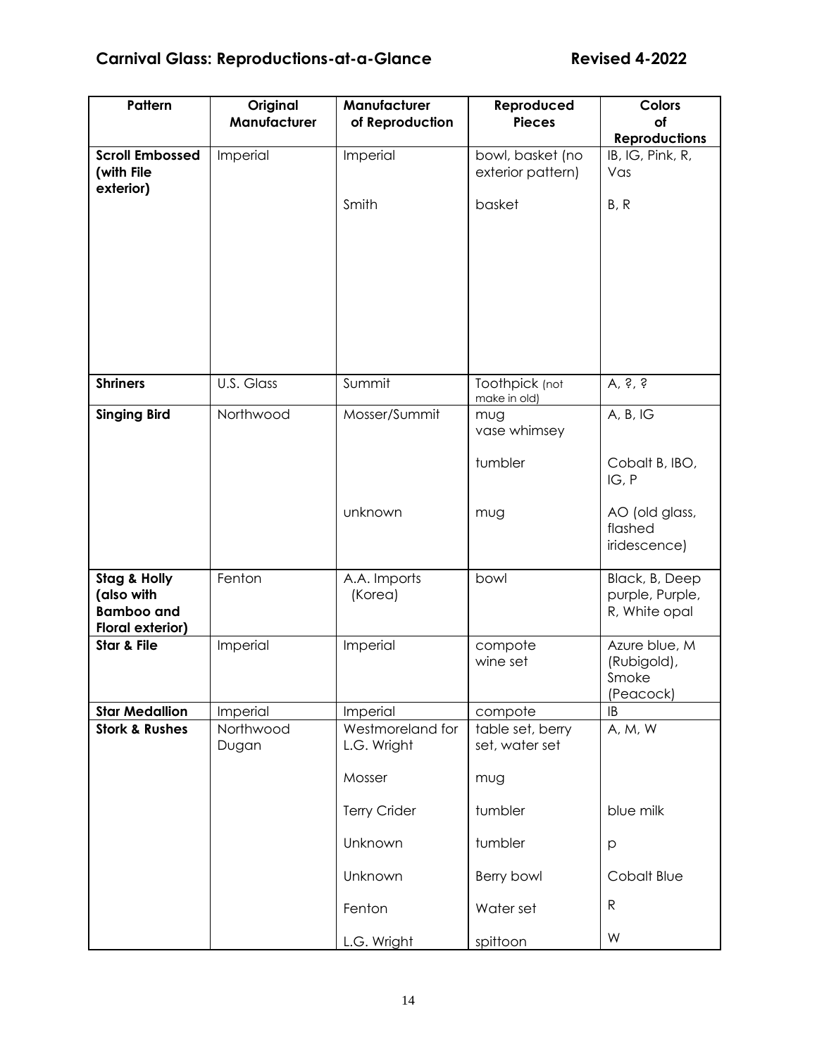## Carnival Glass: Reproductions-at-a-Glance                    Revised 4-2022

| Pattern | Original Manufacturer | Manufacturer of Reproduction | Reproduced Pieces | Colors of Reproductions |
|---|---|---|---|---|
| **Scroll Embossed (with File exterior)** | Imperial | Imperial | bowl, basket (no exterior pattern) | IB, IG, Pink, R, Vas |
| | | Smith | basket | B, R |
| **Shriners** | U.S. Glass | Summit | Toothpick (not make in old) | A, ?, ? |
| **Singing Bird** | Northwood | Mosser/Summit | mug<br>vase whimsey | A, B, IG |
| | | | tumbler | Cobalt B, IBO, IG, P |
| | | unknown | mug | AO (old glass, flashed iridescence) |
| **Stag & Holly (also with Bamboo and Floral exterior)** | Fenton | A.A. Imports (Korea) | bowl | Black, B, Deep purple, Purple, R, White opal |
| **Star & File** | Imperial | Imperial | compote<br>wine set | Azure blue, M (Rubigold), Smoke (Peacock) |
| **Star Medallion** | Imperial | Imperial | compote | IB |
| **Stork & Rushes** | Northwood<br>Dugan | Westmoreland for L.G. Wright | table set, berry set, water set | A, M, W |
| | | Mosser | mug | |
| | | Terry Crider | tumbler | blue milk |
| | | Unknown | tumbler | p |
| | | Unknown | Berry bowl | Cobalt Blue |
| | | Fenton | Water set | R |
| | | L.G. Wright | spittoon | W |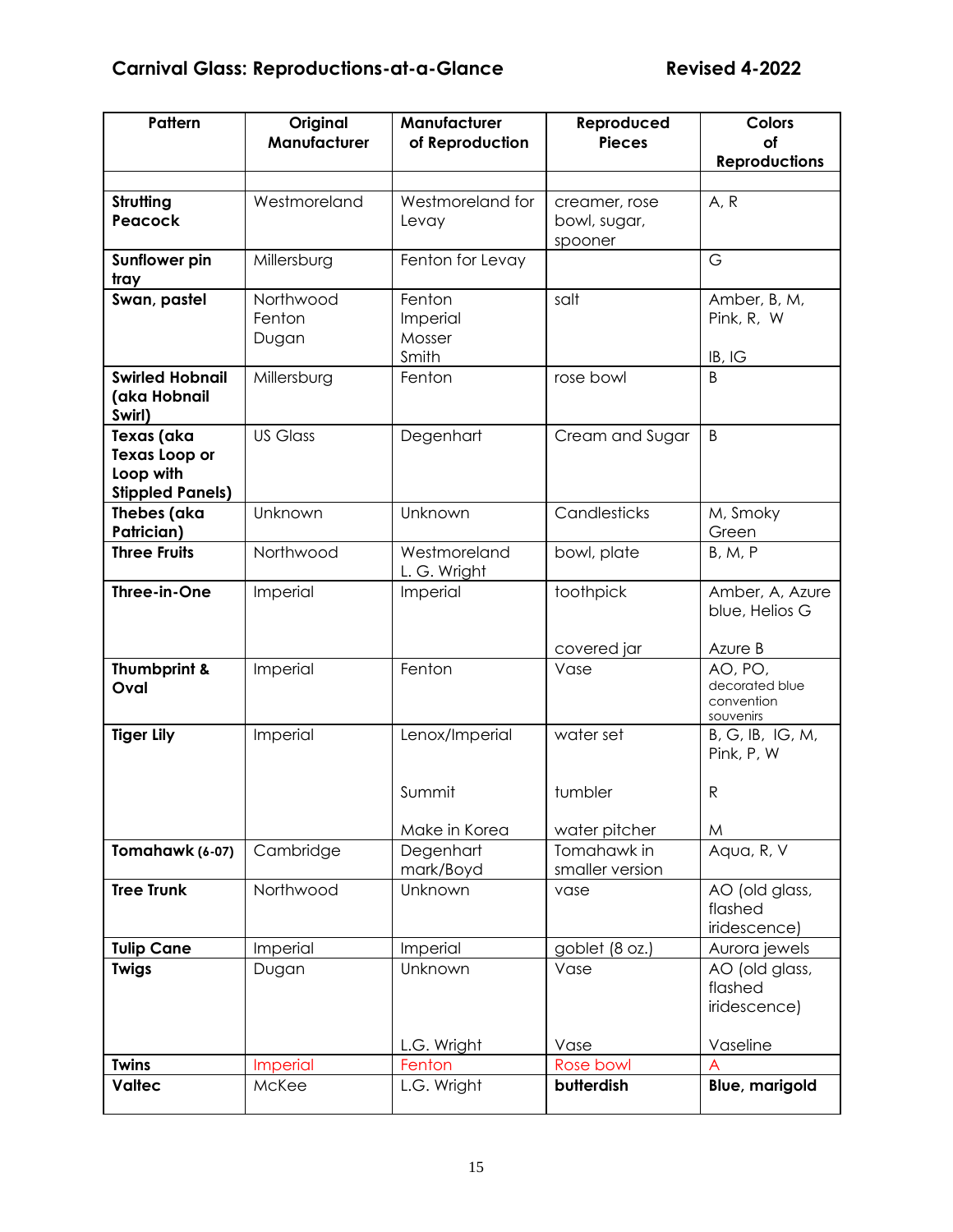## Carnival Glass: Reproductions-at-a-Glance

**Revised 4-2022**

| Pattern | Original Manufacturer | Manufacturer of Reproduction | Reproduced Pieces | Colors of Reproductions |
|---|---|---|---|---|
| | | | | |
| **Strutting Peacock** | Westmoreland | Westmoreland for Levay | creamer, rose bowl, sugar, spooner | A, R |
| **Sunflower pin tray** | Millersburg | Fenton for Levay | | G |
| **Swan, pastel** | Northwood Fenton Dugan | Fenton Imperial Mosser Smith | salt | Amber, B, M, Pink, R, W<br><br>IB, IG |
| **Swirled Hobnail (aka Hobnail Swirl)** | Millersburg | Fenton | rose bowl | B |
| **Texas (aka Texas Loop or Loop with Stippled Panels)** | US Glass | Degenhart | Cream and Sugar | B |
| **Thebes (aka Patrician)** | Unknown | Unknown | Candlesticks | M, Smoky Green |
| **Three Fruits** | Northwood | Westmoreland L. G. Wright | bowl, plate | B, M, P |
| **Three-in-One** | Imperial | Imperial | toothpick<br><br>covered jar | Amber, A, Azure blue, Helios G<br><br>Azure B |
| **Thumbprint & Oval** | Imperial | Fenton | Vase | AO, PO, decorated blue convention souvenirs |
| **Tiger Lily** | Imperial | Lenox/Imperial<br><br>Summit<br><br>Make in Korea | water set<br><br>tumbler<br><br>water pitcher | B, G, IB, IG, M, Pink, P, W<br><br>R<br><br>M |
| **Tomahawk (6-07)** | Cambridge | Degenhart mark/Boyd | Tomahawk in smaller version | Aqua, R, V |
| **Tree Trunk** | Northwood | Unknown | vase | AO (old glass, flashed iridescence) |
| **Tulip Cane** | Imperial | Imperial | goblet (8 oz.) | Aurora jewels |
| **Twigs** | Dugan | Unknown<br><br>L.G. Wright | Vase<br><br>Vase | AO (old glass, flashed iridescence)<br><br>Vaseline |
| **Twins** | Imperial | Fenton | Rose bowl | A |
| **Valtec** | McKee | L.G. Wright | **butterdish** | **Blue, marigold** |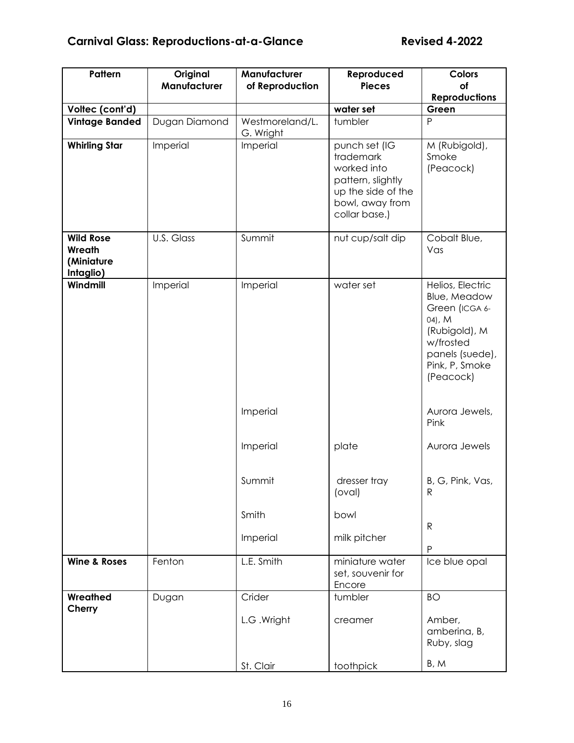| Pattern | Original Manufacturer | Manufacturer of Reproduction | Reproduced Pieces | Colors of Reproductions |
|---|---|---|---|---|
| **Voltec (cont'd)** | | | **water set** | **Green** |
| **Vintage Banded** | Dugan Diamond | Westmoreland/L. G. Wright | tumbler | P |
| **Whirling Star** | Imperial | Imperial | punch set (IG trademark worked into pattern, slightly up the side of the bowl, away from collar base.) | M (Rubigold), Smoke (Peacock) |
| **Wild Rose Wreath (Miniature Intaglio)** | U.S. Glass | Summit | nut cup/salt dip | Cobalt Blue, Vas |
| **Windmill** | Imperial | Imperial | water set | Helios, Electric Blue, Meadow Green (ICGA 6-04), M (Rubigold), M w/frosted panels (suede), Pink, P, Smoke (Peacock) |
| | | Imperial | | Aurora Jewels, Pink |
| | | Imperial | plate | Aurora Jewels |
| | | Summit | dresser tray (oval) | B, G, Pink, Vas, R |
| | | Smith | bowl | R |
| | | Imperial | milk pitcher | P |
| **Wine & Roses** | Fenton | L.E. Smith | miniature water set, souvenir for Encore | Ice blue opal |
| **Wreathed Cherry** | Dugan | Crider | tumbler | BO |
| | | L.G .Wright | creamer | Amber, amberina, B, Ruby, slag |
| | | St. Clair | toothpick | B, M |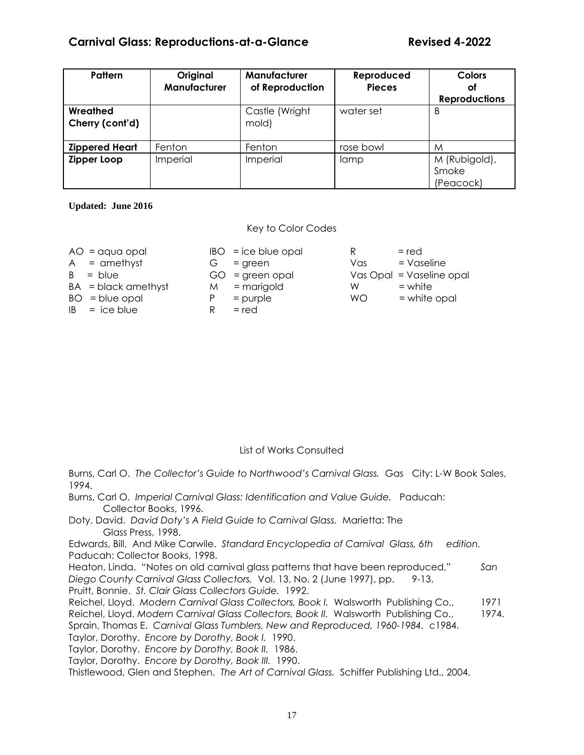| Pattern | Original Manufacturer | Manufacturer of Reproduction | Reproduced Pieces | Colors of Reproductions |
|---|---|---|---|---|
| **Wreathed Cherry (cont'd)** | | Castle (Wright mold) | water set | B |
| **Zippered Heart** | Fenton | Fenton | rose bowl | M |
| **Zipper Loop** | Imperial | Imperial | lamp | M (Rubigold), Smoke (Peacock) |

**Updated: June 2016**

Key to Color Codes

AO = aqua opal
A = amethyst
B = blue
BA = black amethyst
BO = blue opal
IB = ice blue
IBO = ice blue opal
G = green
GO = green opal
M = marigold
P = purple
R = red
R = red
Vas = Vaseline
Vas Opal = Vaseline opal
W = white
WO = white opal

List of Works Consulted

Burns, Carl O. *The Collector's Guide to Northwood's Carnival Glass.* Gas City: L-W Book Sales, 1994.

Burns, Carl O. *Imperial Carnival Glass: Identification and Value Guide.* Paducah: Collector Books, 1996.

Doty, David. *David Doty's A Field Guide to Carnival Glass.* Marietta: The Glass Press, 1998.

Edwards, Bill. And Mike Carwile. *Standard Encyclopedia of Carnival Glass, 6th edition.* Paducah: Collector Books, 1998.

Heaton, Linda. "Notes on old carnival glass patterns that have been reproduced," *San Diego County Carnival Glass Collectors,* Vol. 13, No. 2 (June 1997), pp. 9-13.

Pruitt, Bonnie. *St. Clair Glass Collectors Guide.* 1992.

Reichel, Lloyd. *Modern Carnival Glass Collectors, Book I.* Walsworth Publishing Co., 1971

Reichel, Lloyd. *Modern Carnival Glass Collectors, Book II.* Walsworth Publishing Co., 1974.

Sprain, Thomas E. *Carnival Glass Tumblers, New and Reproduced, 1960-1984.* c1984.

Taylor, Dorothy. *Encore by Dorothy, Book I.* 1990.

Taylor, Dorothy. *Encore by Dorothy, Book II.* 1986.

Taylor, Dorothy. *Encore by Dorothy, Book III.* 1990.

Thistlewood, Glen and Stephen. *The Art of Carnival Glass.* Schiffer Publishing Ltd., 2004.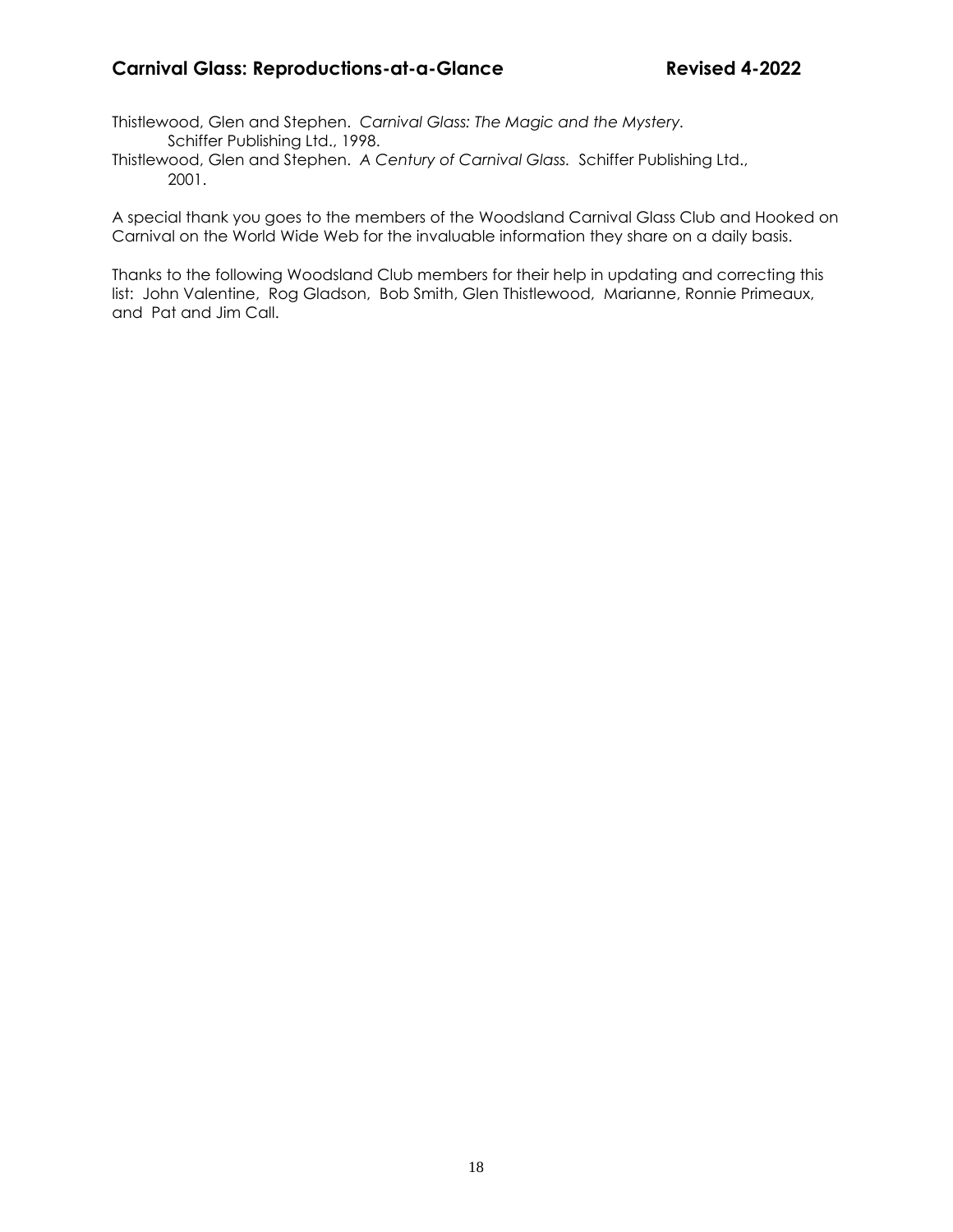Thistlewood, Glen and Stephen. *Carnival Glass: The Magic and the Mystery.* Schiffer Publishing Ltd., 1998.

Thistlewood, Glen and Stephen. *A Century of Carnival Glass.* Schiffer Publishing Ltd., 2001.

A special thank you goes to the members of the Woodsland Carnival Glass Club and Hooked on Carnival on the World Wide Web for the invaluable information they share on a daily basis.

Thanks to the following Woodsland Club members for their help in updating and correcting this list: John Valentine, Rog Gladson, Bob Smith, Glen Thistlewood, Marianne, Ronnie Primeaux, and Pat and Jim Call.